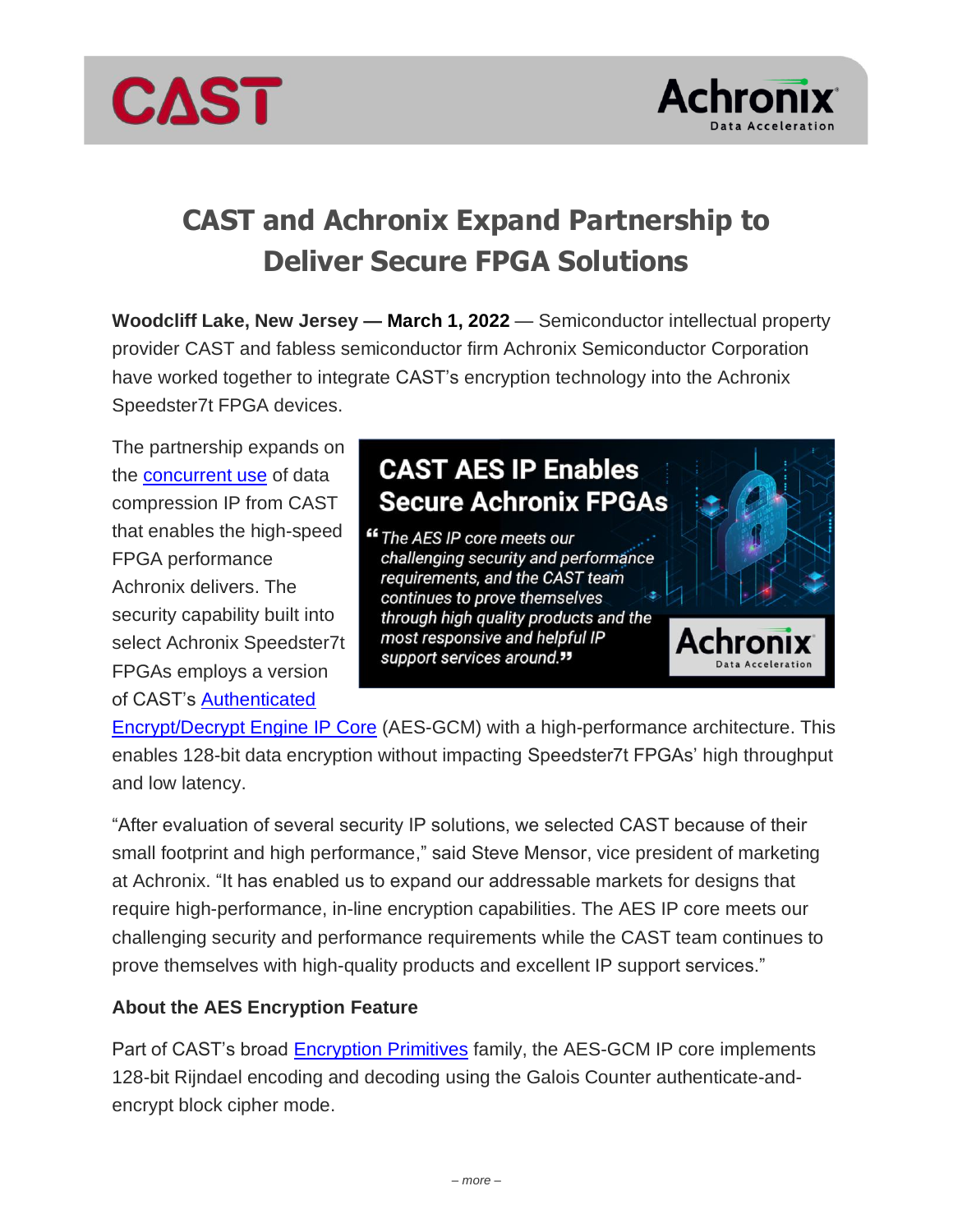# CAST and Achronix Expand Partnership to Deliver Secure FPGA Solutions

**Woodcliff Lake, New Jersey — March 1, 2022** — Semiconductor intellectual property provider CAST and fabless semiconductor firm Achronix Semiconductor Corporation have worked together to integrate CAST's encryption technology into the Achronix Speedster7t FPGA devices.

The partnership expands on the concurrent use of data compression IP from CAST that enables the high-speed FPGA performance Achronix delivers. The security capability built into select Achronix Speedster7t FPGAs employs a version of CAST's Authenticated Encrypt/Decrypt Engine IP Core (AES-GCM) with a high-performance architecture. This enables 128-bit data encryption without impacting Speedster7t FPGAs' high throughput and low latency.

"After evaluation of several security IP solutions, we selected CAST because of their small footprint and high performance," said Steve Mensor, vice president of marketing at Achronix. "It has enabled us to expand our addressable markets for designs that require high-performance, in-line encryption capabilities. The AES IP core meets our challenging security and performance requirements while the CAST team continues to prove themselves with high-quality products and excellent IP support services."

**About the AES Encryption Feature**

Part of CAST's broad Encryption Primitives family, the AES-GCM IP core implements 128-bit Rijndael encoding and decoding using the Galois Counter authenticate-and-encrypt block cipher mode.

*– more –*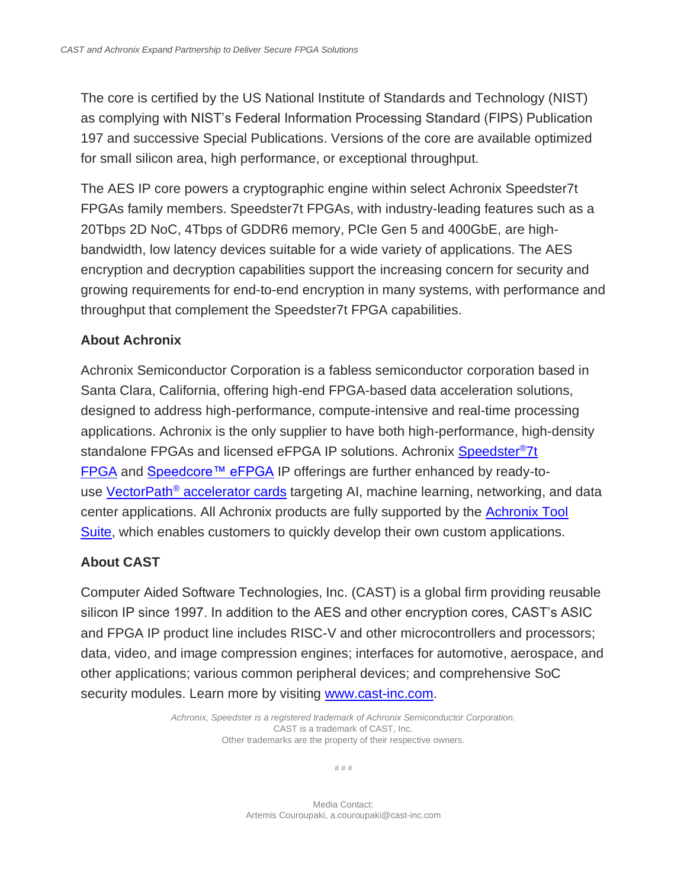The core is certified by the US National Institute of Standards and Technology (NIST) as complying with NIST's Federal Information Processing Standard (FIPS) Publication 197 and successive Special Publications. Versions of the core are available optimized for small silicon area, high performance, or exceptional throughput.

The AES IP core powers a cryptographic engine within select Achronix Speedster7t FPGAs family members. Speedster7t FPGAs, with industry-leading features such as a 20Tbps 2D NoC, 4Tbps of GDDR6 memory, PCIe Gen 5 and 400GbE, are high-bandwidth, low latency devices suitable for a wide variety of applications. The AES encryption and decryption capabilities support the increasing concern for security and growing requirements for end-to-end encryption in many systems, with performance and throughput that complement the Speedster7t FPGA capabilities.

**About Achronix**

Achronix Semiconductor Corporation is a fabless semiconductor corporation based in Santa Clara, California, offering high-end FPGA-based data acceleration solutions, designed to address high-performance, compute-intensive and real-time processing applications. Achronix is the only supplier to have both high-performance, high-density standalone FPGAs and licensed eFPGA IP solutions. Achronix Speedster®7t FPGA and Speedcore™ eFPGA IP offerings are further enhanced by ready-to-use VectorPath® accelerator cards targeting AI, machine learning, networking, and data center applications. All Achronix products are fully supported by the Achronix Tool Suite, which enables customers to quickly develop their own custom applications.

**About CAST**

Computer Aided Software Technologies, Inc. (CAST) is a global firm providing reusable silicon IP since 1997. In addition to the AES and other encryption cores, CAST's ASIC and FPGA IP product line includes RISC-V and other microcontrollers and processors; data, video, and image compression engines; interfaces for automotive, aerospace, and other applications; various common peripheral devices; and comprehensive SoC security modules. Learn more by visiting www.cast-inc.com.

*Achronix, Speedster is a registered trademark of Achronix Semiconductor Corporation.*
CAST is a trademark of CAST, Inc.
Other trademarks are the property of their respective owners.

# # #

Media Contact:
Artemis Couroupaki, a.couroupaki@cast-inc.com